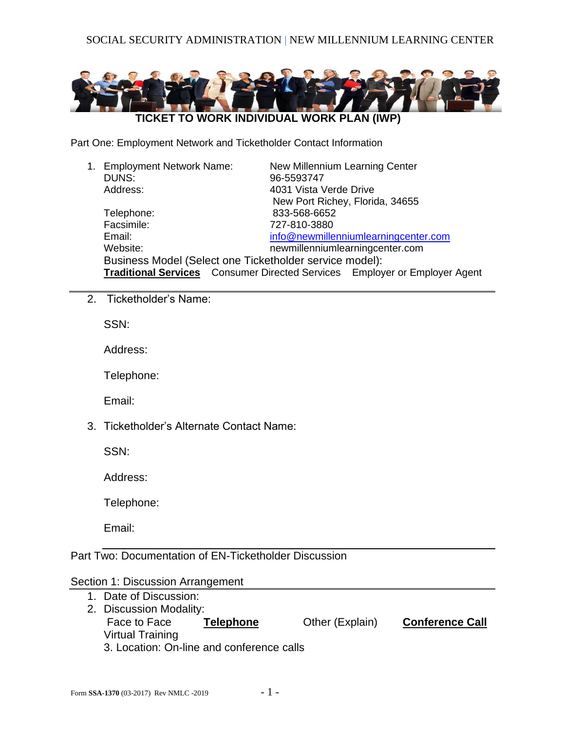SOCIAL SECURITY ADMINISTRATION | NEW MILLENNIUM LEARNING CENTER

# TICKET TO WORK INDIVIDUAL WORK PLAN (IWP)

Part One: Employment Network and Ticketholder Contact Information

1. Employment Network Name: New Millennium Learning Center
   DUNS: 96-5593747
   Address: 4031 Vista Verde Drive
   New Port Richey, Florida, 34655
   Telephone: 833-568-6652
   Facsimile: 727-810-3880
   Email: info@newmillenniumlearningcenter.com
   Website: newmillenniumlearningcenter.com
   Business Model (Select one Ticketholder service model):
   **Traditional Services** Consumer Directed Services Employer or Employer Agent

---

2. Ticketholder's Name:

   SSN:

   Address:

   Telephone:

   Email:

3. Ticketholder's Alternate Contact Name:

   SSN:

   Address:

   Telephone:

   Email:

---

Part Two: Documentation of EN-Ticketholder Discussion

Section 1: Discussion Arrangement

1. Date of Discussion:
2. Discussion Modality:
   Face to Face **Telephone** Other (Explain) **Conference Call**
   Virtual Training
   3. Location: On-line and conference calls

Form **SSA-1370** (03-2017) Rev NMLC -2019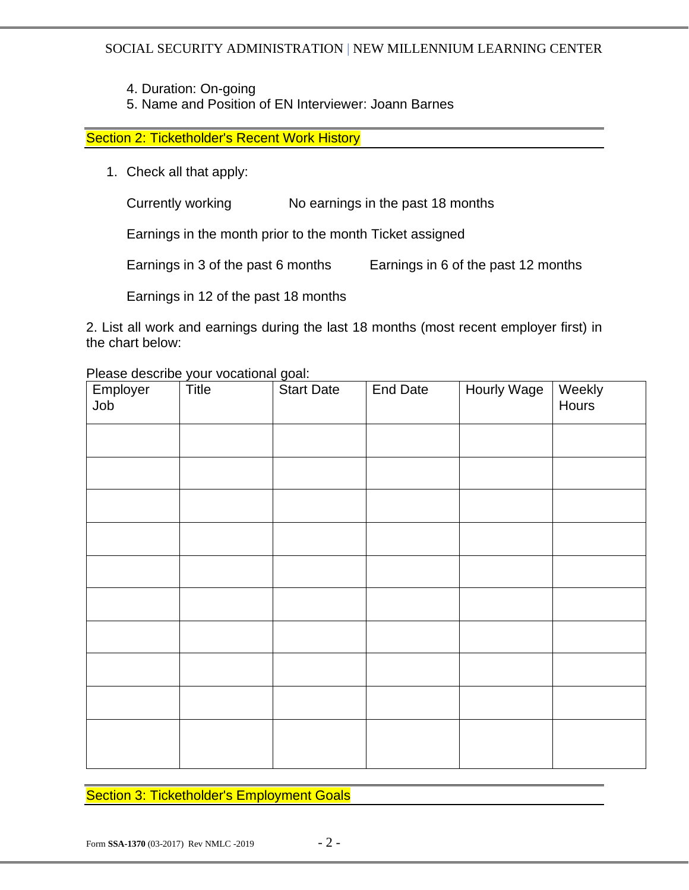4. Duration: On-going
5. Name and Position of EN Interviewer: Joann Barnes

## Section 2: Ticketholder's Recent Work History

1. Check all that apply:

   Currently working          No earnings in the past 18 months

   Earnings in the month prior to the month Ticket assigned

   Earnings in 3 of the past 6 months          Earnings in 6 of the past 12 months

   Earnings in 12 of the past 18 months

2. List all work and earnings during the last 18 months (most recent employer first) in the chart below:

Please describe your vocational goal:

| Employer Job | Title | Start Date | End Date | Hourly Wage | Weekly Hours |
|---|---|---|---|---|---|
| | | | | | |
| | | | | | |
| | | | | | |
| | | | | | |
| | | | | | |
| | | | | | |
| | | | | | |
| | | | | | |
| | | | | | |
| | | | | | |

## Section 3: Ticketholder's Employment Goals

Form **SSA-1370** (03-2017) Rev NMLC -2019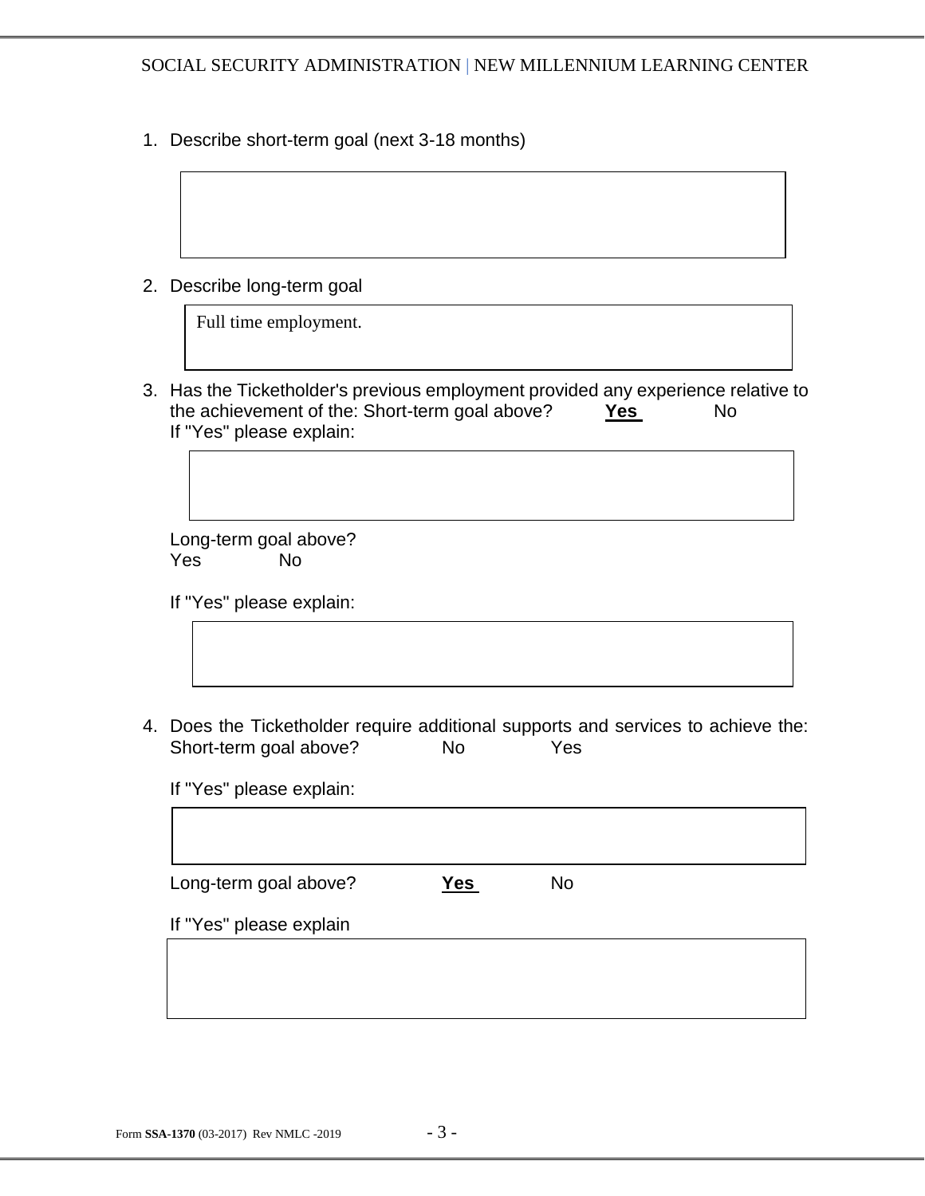1. Describe short-term goal (next 3-18 months)

2. Describe long-term goal

   Full time employment.

3. Has the Ticketholder's previous employment provided any experience relative to the achievement of the: Short-term goal above? **Yes** No

   If "Yes" please explain:

   Long-term goal above?

   Yes No

   If "Yes" please explain:

4. Does the Ticketholder require additional supports and services to achieve the: Short-term goal above? No Yes

   If "Yes" please explain:

   Long-term goal above? **Yes** No

   If "Yes" please explain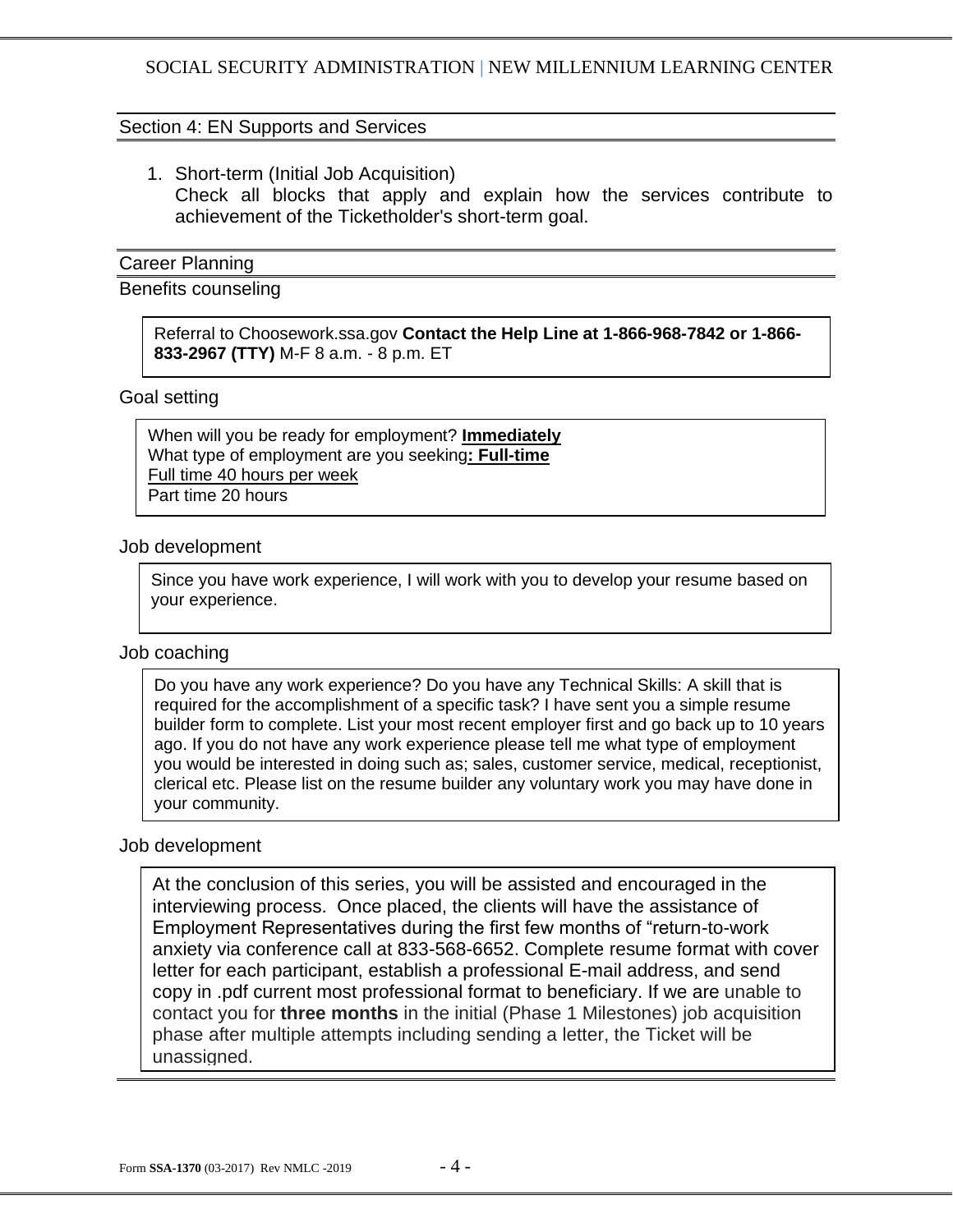## Section 4: EN Supports and Services

1. Short-term (Initial Job Acquisition)
   Check all blocks that apply and explain how the services contribute to achievement of the Ticketholder's short-term goal.

### Career Planning

Benefits counseling

Referral to Choosework.ssa.gov **Contact the Help Line at 1-866-968-7842 or 1-866-833-2967 (TTY)** M-F 8 a.m. - 8 p.m. ET

Goal setting

When will you be ready for employment? **Immediately**
What type of employment are you seeking**: Full-time**
Full time 40 hours per week
Part time 20 hours

Job development

Since you have work experience, I will work with you to develop your resume based on your experience.

Job coaching

Do you have any work experience? Do you have any Technical Skills: A skill that is required for the accomplishment of a specific task? I have sent you a simple resume builder form to complete. List your most recent employer first and go back up to 10 years ago. If you do not have any work experience please tell me what type of employment you would be interested in doing such as; sales, customer service, medical, receptionist, clerical etc. Please list on the resume builder any voluntary work you may have done in your community.

Job development

At the conclusion of this series, you will be assisted and encouraged in the interviewing process. Once placed, the clients will have the assistance of Employment Representatives during the first few months of "return-to-work anxiety via conference call at 833-568-6652. Complete resume format with cover letter for each participant, establish a professional E-mail address, and send copy in .pdf current most professional format to beneficiary. If we are unable to contact you for **three months** in the initial (Phase 1 Milestones) job acquisition phase after multiple attempts including sending a letter, the Ticket will be unassigned.

Form **SSA-1370** (03-2017) Rev NMLC -2019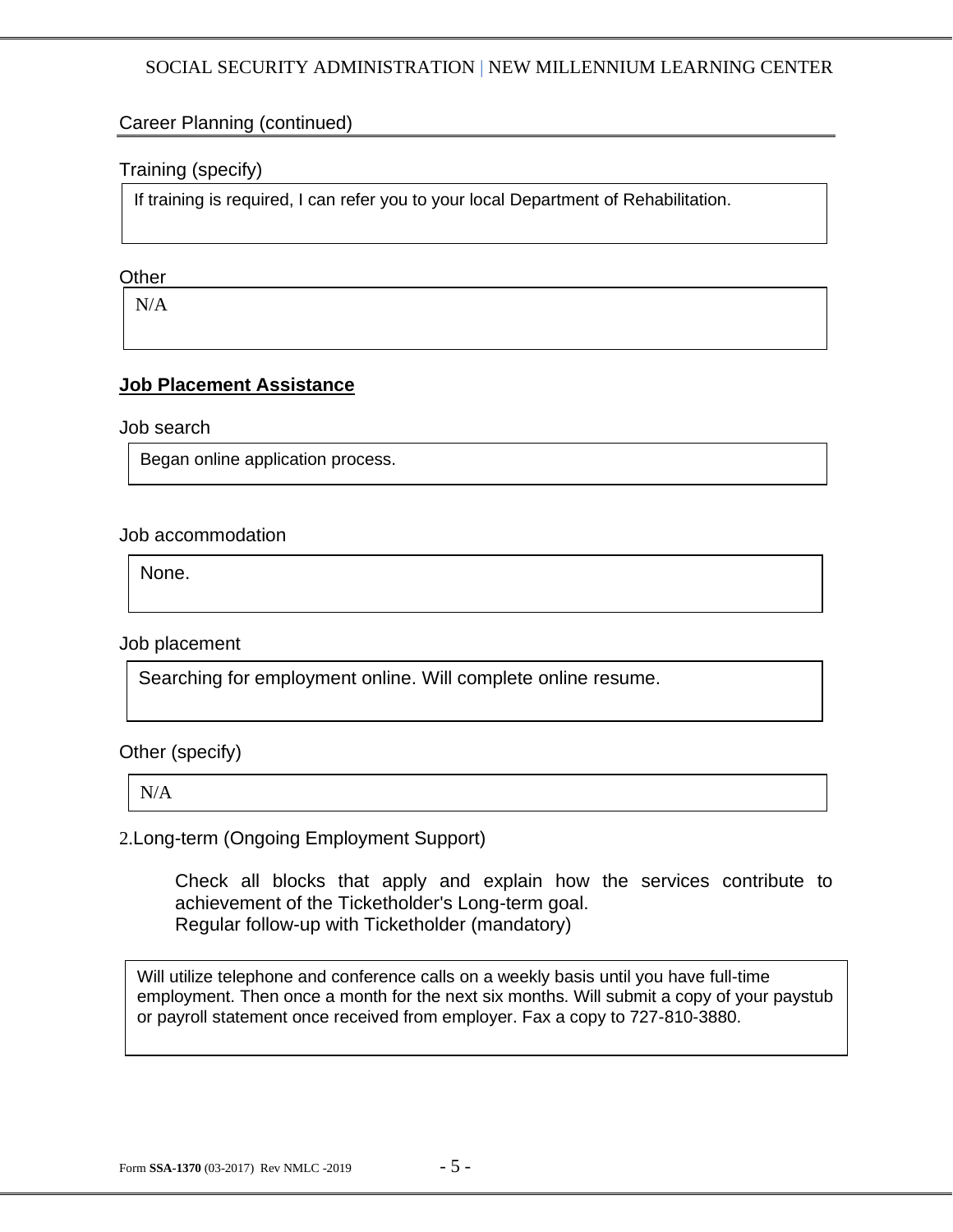Career Planning (continued)

Training (specify)

If training is required, I can refer you to your local Department of Rehabilitation.

Other

N/A

**Job Placement Assistance**

Job search

Began online application process.

Job accommodation

None.

Job placement

Searching for employment online. Will complete online resume.

Other (specify)

N/A

2.Long-term (Ongoing Employment Support)

Check all blocks that apply and explain how the services contribute to achievement of the Ticketholder's Long-term goal.
Regular follow-up with Ticketholder (mandatory)

Will utilize telephone and conference calls on a weekly basis until you have full-time employment. Then once a month for the next six months. Will submit a copy of your paystub or payroll statement once received from employer. Fax a copy to 727-810-3880.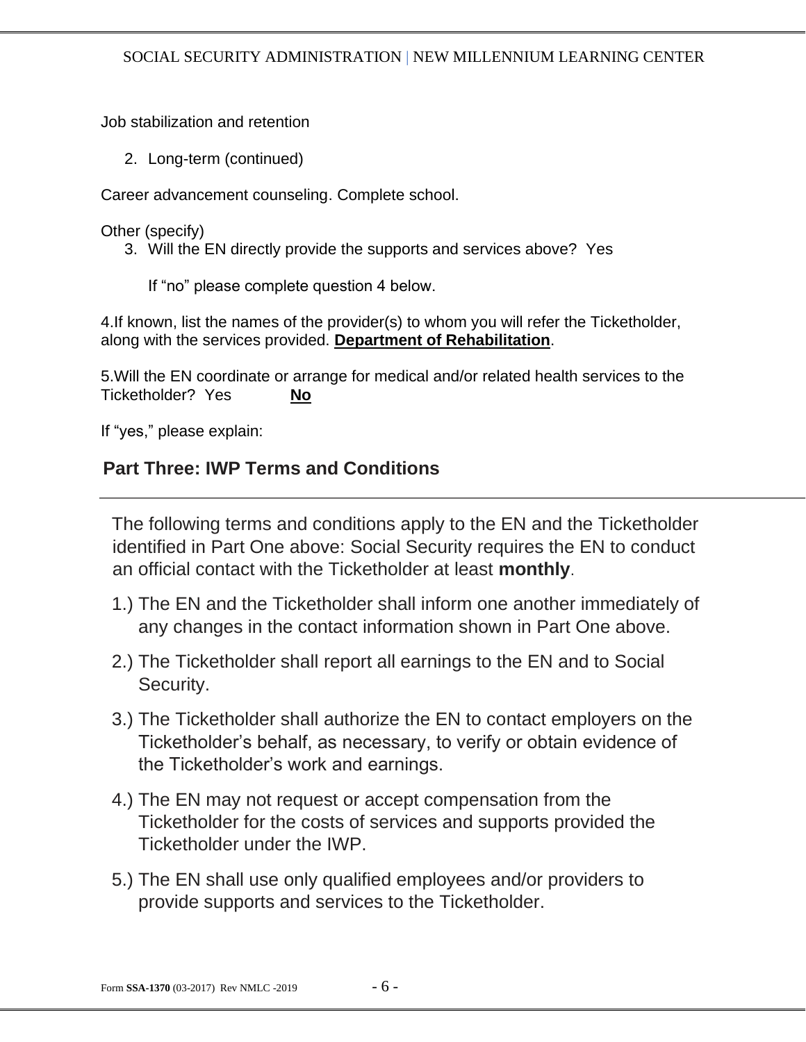Job stabilization and retention

2. Long-term (continued)

Career advancement counseling. Complete school.

Other (specify)

3. Will the EN directly provide the supports and services above? Yes

   If "no" please complete question 4 below.

4.If known, list the names of the provider(s) to whom you will refer the Ticketholder, along with the services provided. **Department of Rehabilitation**.

5.Will the EN coordinate or arrange for medical and/or related health services to the Ticketholder? Yes **No**

If "yes," please explain:

## Part Three: IWP Terms and Conditions

The following terms and conditions apply to the EN and the Ticketholder identified in Part One above: Social Security requires the EN to conduct an official contact with the Ticketholder at least **monthly**.

1.) The EN and the Ticketholder shall inform one another immediately of any changes in the contact information shown in Part One above.

2.) The Ticketholder shall report all earnings to the EN and to Social Security.

3.) The Ticketholder shall authorize the EN to contact employers on the Ticketholder's behalf, as necessary, to verify or obtain evidence of the Ticketholder's work and earnings.

4.) The EN may not request or accept compensation from the Ticketholder for the costs of services and supports provided the Ticketholder under the IWP.

5.) The EN shall use only qualified employees and/or providers to provide supports and services to the Ticketholder.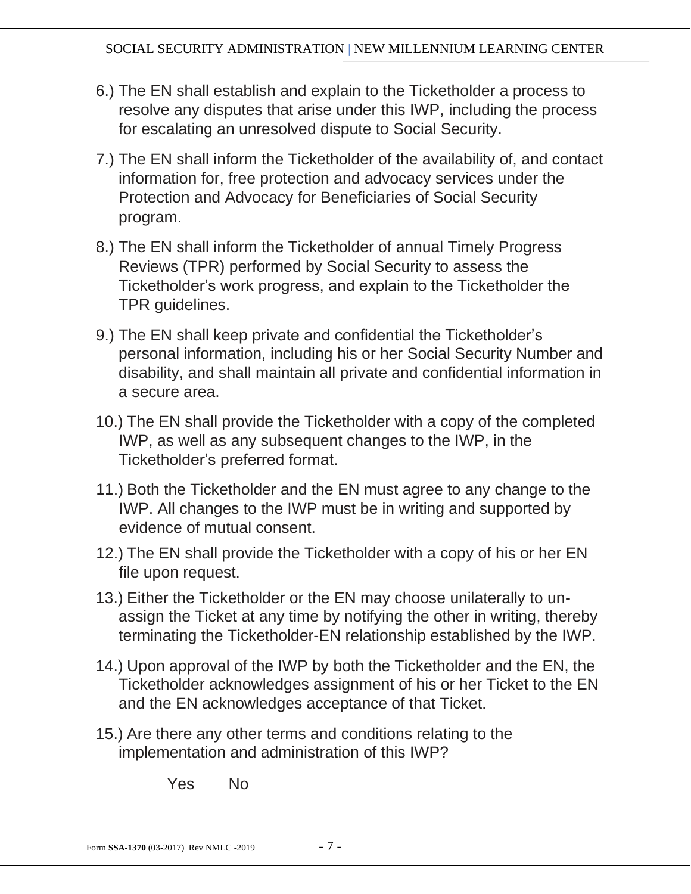6.) The EN shall establish and explain to the Ticketholder a process to resolve any disputes that arise under this IWP, including the process for escalating an unresolved dispute to Social Security.

7.) The EN shall inform the Ticketholder of the availability of, and contact information for, free protection and advocacy services under the Protection and Advocacy for Beneficiaries of Social Security program.

8.) The EN shall inform the Ticketholder of annual Timely Progress Reviews (TPR) performed by Social Security to assess the Ticketholder's work progress, and explain to the Ticketholder the TPR guidelines.

9.) The EN shall keep private and confidential the Ticketholder's personal information, including his or her Social Security Number and disability, and shall maintain all private and confidential information in a secure area.

10.) The EN shall provide the Ticketholder with a copy of the completed IWP, as well as any subsequent changes to the IWP, in the Ticketholder's preferred format.

11.) Both the Ticketholder and the EN must agree to any change to the IWP. All changes to the IWP must be in writing and supported by evidence of mutual consent.

12.) The EN shall provide the Ticketholder with a copy of his or her EN file upon request.

13.) Either the Ticketholder or the EN may choose unilaterally to un-assign the Ticket at any time by notifying the other in writing, thereby terminating the Ticketholder-EN relationship established by the IWP.

14.) Upon approval of the IWP by both the Ticketholder and the EN, the Ticketholder acknowledges assignment of his or her Ticket to the EN and the EN acknowledges acceptance of that Ticket.

15.) Are there any other terms and conditions relating to the implementation and administration of this IWP?

Yes No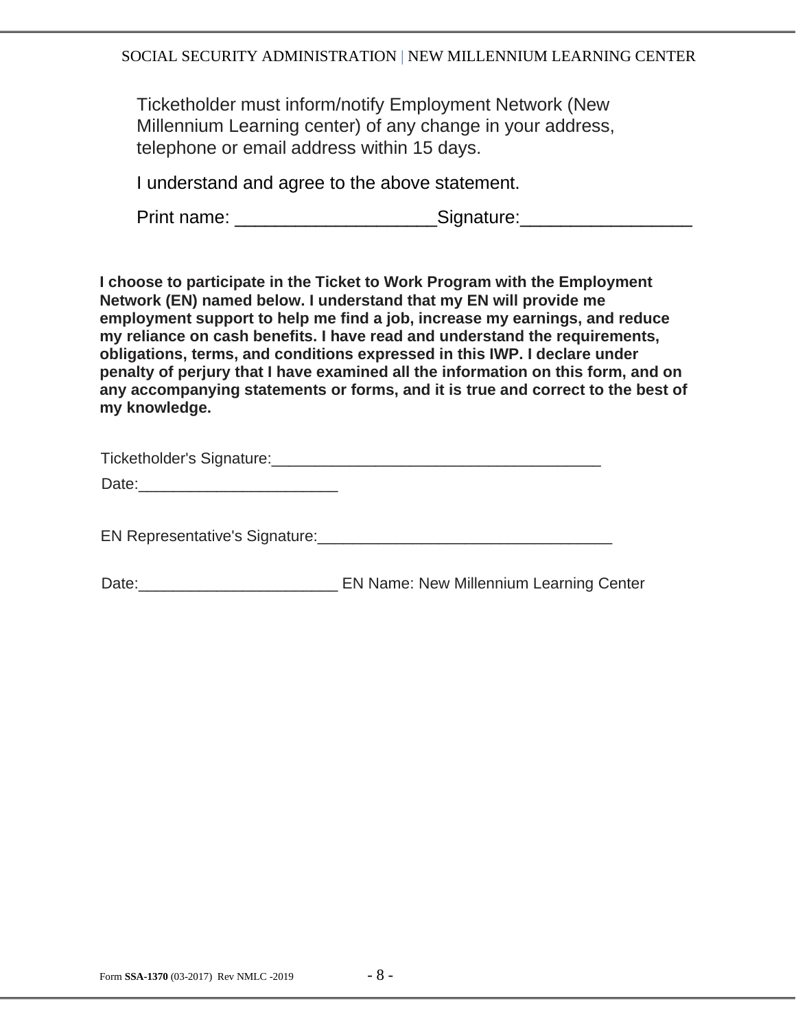Ticketholder must inform/notify Employment Network (New Millennium Learning center) of any change in your address, telephone or email address within 15 days.

I understand and agree to the above statement.

Print name: ____________________Signature:_________________

**I choose to participate in the Ticket to Work Program with the Employment Network (EN) named below. I understand that my EN will provide me employment support to help me find a job, increase my earnings, and reduce my reliance on cash benefits. I have read and understand the requirements, obligations, terms, and conditions expressed in this IWP. I declare under penalty of perjury that I have examined all the information on this form, and on any accompanying statements or forms, and it is true and correct to the best of my knowledge.**

Ticketholder's Signature:_______________________________________

Date:_______________________

EN Representative's Signature:__________________________________

Date:_______________________ EN Name: New Millennium Learning Center